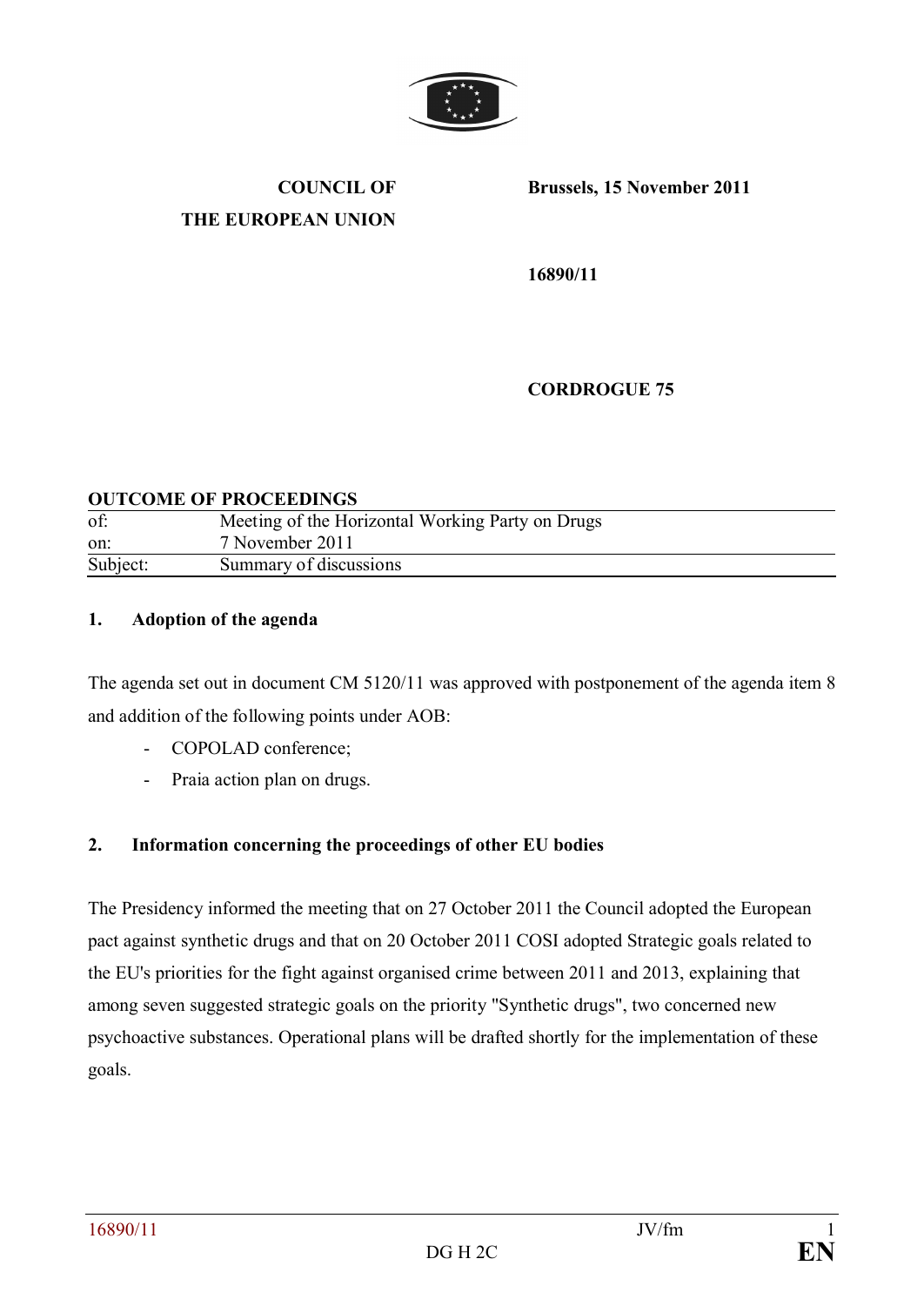**COUNCIL OF THE EUROPEAN UNION**

**Brussels, 15 November 2011**

**16890/11**

**CORDROGUE 75**

**OUTCOME OF PROCEEDINGS**

| | |
|---|---|
| of: | Meeting of the Horizontal Working Party on Drugs |
| on: | 7 November 2011 |
| Subject: | Summary of discussions |

**1. Adoption of the agenda**

The agenda set out in document CM 5120/11 was approved with postponement of the agenda item 8 and addition of the following points under AOB:

- COPOLAD conference;
- Praia action plan on drugs.

**2. Information concerning the proceedings of other EU bodies**

The Presidency informed the meeting that on 27 October 2011 the Council adopted the European pact against synthetic drugs and that on 20 October 2011 COSI adopted Strategic goals related to the EU's priorities for the fight against organised crime between 2011 and 2013, explaining that among seven suggested strategic goals on the priority "Synthetic drugs", two concerned new psychoactive substances. Operational plans will be drafted shortly for the implementation of these goals.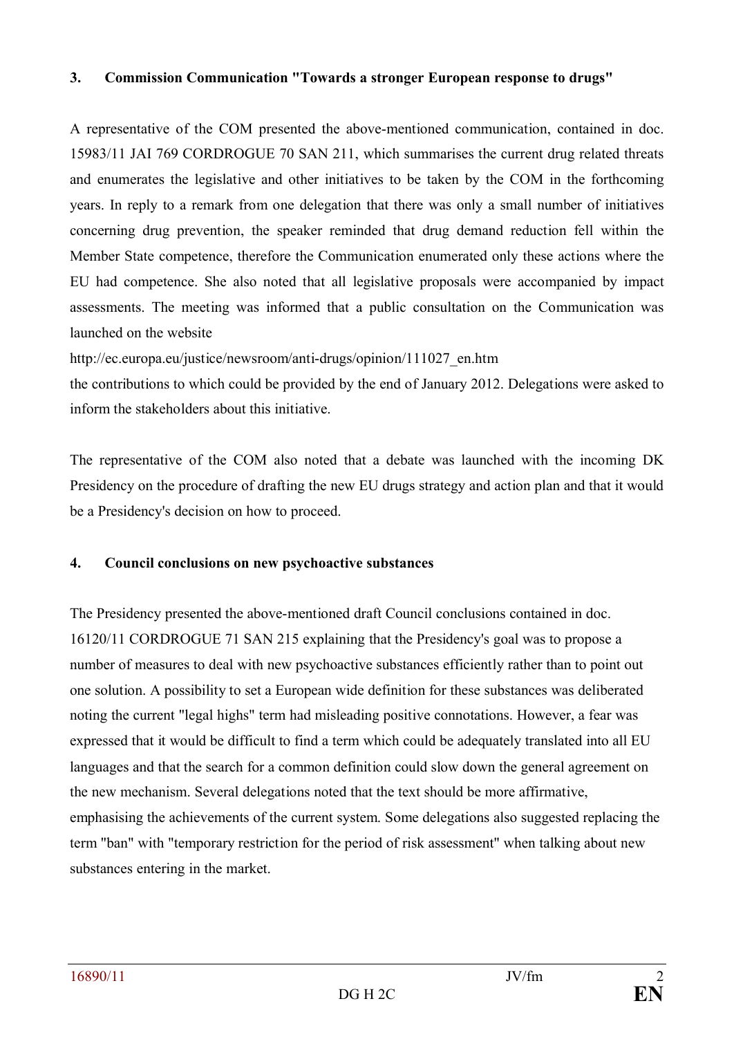### 3. Commission Communication "Towards a stronger European response to drugs"

A representative of the COM presented the above-mentioned communication, contained in doc. 15983/11 JAI 769 CORDROGUE 70 SAN 211, which summarises the current drug related threats and enumerates the legislative and other initiatives to be taken by the COM in the forthcoming years. In reply to a remark from one delegation that there was only a small number of initiatives concerning drug prevention, the speaker reminded that drug demand reduction fell within the Member State competence, therefore the Communication enumerated only these actions where the EU had competence. She also noted that all legislative proposals were accompanied by impact assessments. The meeting was informed that a public consultation on the Communication was launched on the website

http://ec.europa.eu/justice/newsroom/anti-drugs/opinion/111027_en.htm

the contributions to which could be provided by the end of January 2012. Delegations were asked to inform the stakeholders about this initiative.

The representative of the COM also noted that a debate was launched with the incoming DK Presidency on the procedure of drafting the new EU drugs strategy and action plan and that it would be a Presidency's decision on how to proceed.

### 4. Council conclusions on new psychoactive substances

The Presidency presented the above-mentioned draft Council conclusions contained in doc. 16120/11 CORDROGUE 71 SAN 215 explaining that the Presidency's goal was to propose a number of measures to deal with new psychoactive substances efficiently rather than to point out one solution. A possibility to set a European wide definition for these substances was deliberated noting the current "legal highs" term had misleading positive connotations. However, a fear was expressed that it would be difficult to find a term which could be adequately translated into all EU languages and that the search for a common definition could slow down the general agreement on the new mechanism. Several delegations noted that the text should be more affirmative, emphasising the achievements of the current system. Some delegations also suggested replacing the term "ban" with "temporary restriction for the period of risk assessment" when talking about new substances entering in the market.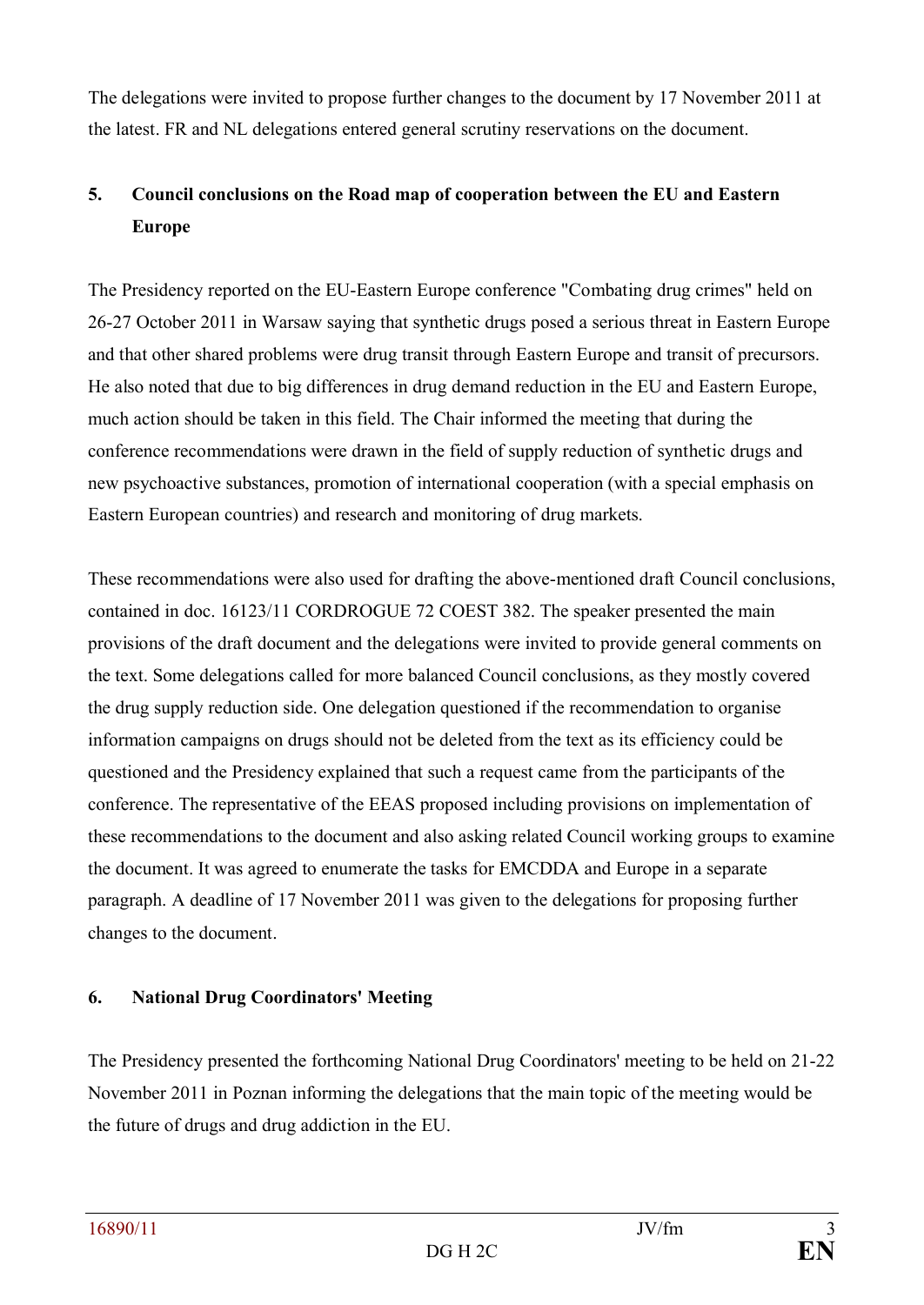The delegations were invited to propose further changes to the document by 17 November 2011 at the latest. FR and NL delegations entered general scrutiny reservations on the document.

## 5. Council conclusions on the Road map of cooperation between the EU and Eastern Europe

The Presidency reported on the EU-Eastern Europe conference "Combating drug crimes" held on 26-27 October 2011 in Warsaw saying that synthetic drugs posed a serious threat in Eastern Europe and that other shared problems were drug transit through Eastern Europe and transit of precursors. He also noted that due to big differences in drug demand reduction in the EU and Eastern Europe, much action should be taken in this field. The Chair informed the meeting that during the conference recommendations were drawn in the field of supply reduction of synthetic drugs and new psychoactive substances, promotion of international cooperation (with a special emphasis on Eastern European countries) and research and monitoring of drug markets.

These recommendations were also used for drafting the above-mentioned draft Council conclusions, contained in doc. 16123/11 CORDROGUE 72 COEST 382. The speaker presented the main provisions of the draft document and the delegations were invited to provide general comments on the text. Some delegations called for more balanced Council conclusions, as they mostly covered the drug supply reduction side. One delegation questioned if the recommendation to organise information campaigns on drugs should not be deleted from the text as its efficiency could be questioned and the Presidency explained that such a request came from the participants of the conference. The representative of the EEAS proposed including provisions on implementation of these recommendations to the document and also asking related Council working groups to examine the document. It was agreed to enumerate the tasks for EMCDDA and Europe in a separate paragraph. A deadline of 17 November 2011 was given to the delegations for proposing further changes to the document.

## 6. National Drug Coordinators' Meeting

The Presidency presented the forthcoming National Drug Coordinators' meeting to be held on 21-22 November 2011 in Poznan informing the delegations that the main topic of the meeting would be the future of drugs and drug addiction in the EU.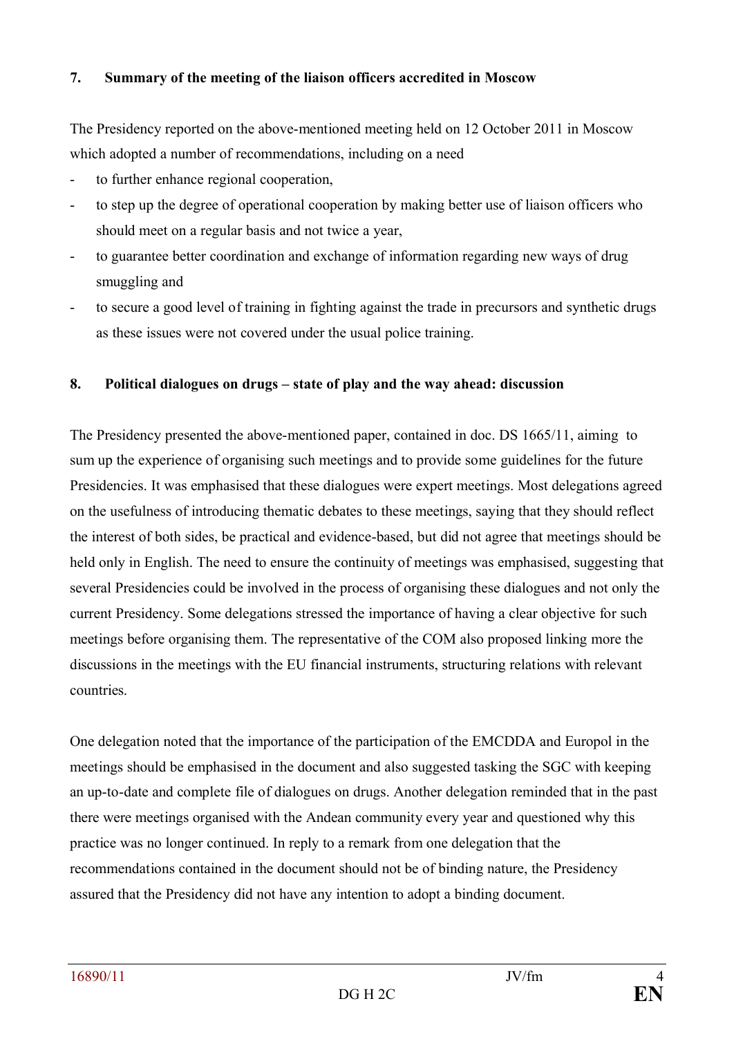**7. Summary of the meeting of the liaison officers accredited in Moscow**

The Presidency reported on the above-mentioned meeting held on 12 October 2011 in Moscow which adopted a number of recommendations, including on a need

- to further enhance regional cooperation,
- to step up the degree of operational cooperation by making better use of liaison officers who should meet on a regular basis and not twice a year,
- to guarantee better coordination and exchange of information regarding new ways of drug smuggling and
- to secure a good level of training in fighting against the trade in precursors and synthetic drugs as these issues were not covered under the usual police training.

**8. Political dialogues on drugs – state of play and the way ahead: discussion**

The Presidency presented the above-mentioned paper, contained in doc. DS 1665/11, aiming to sum up the experience of organising such meetings and to provide some guidelines for the future Presidencies. It was emphasised that these dialogues were expert meetings. Most delegations agreed on the usefulness of introducing thematic debates to these meetings, saying that they should reflect the interest of both sides, be practical and evidence-based, but did not agree that meetings should be held only in English. The need to ensure the continuity of meetings was emphasised, suggesting that several Presidencies could be involved in the process of organising these dialogues and not only the current Presidency. Some delegations stressed the importance of having a clear objective for such meetings before organising them. The representative of the COM also proposed linking more the discussions in the meetings with the EU financial instruments, structuring relations with relevant countries.

One delegation noted that the importance of the participation of the EMCDDA and Europol in the meetings should be emphasised in the document and also suggested tasking the SGC with keeping an up-to-date and complete file of dialogues on drugs. Another delegation reminded that in the past there were meetings organised with the Andean community every year and questioned why this practice was no longer continued. In reply to a remark from one delegation that the recommendations contained in the document should not be of binding nature, the Presidency assured that the Presidency did not have any intention to adopt a binding document.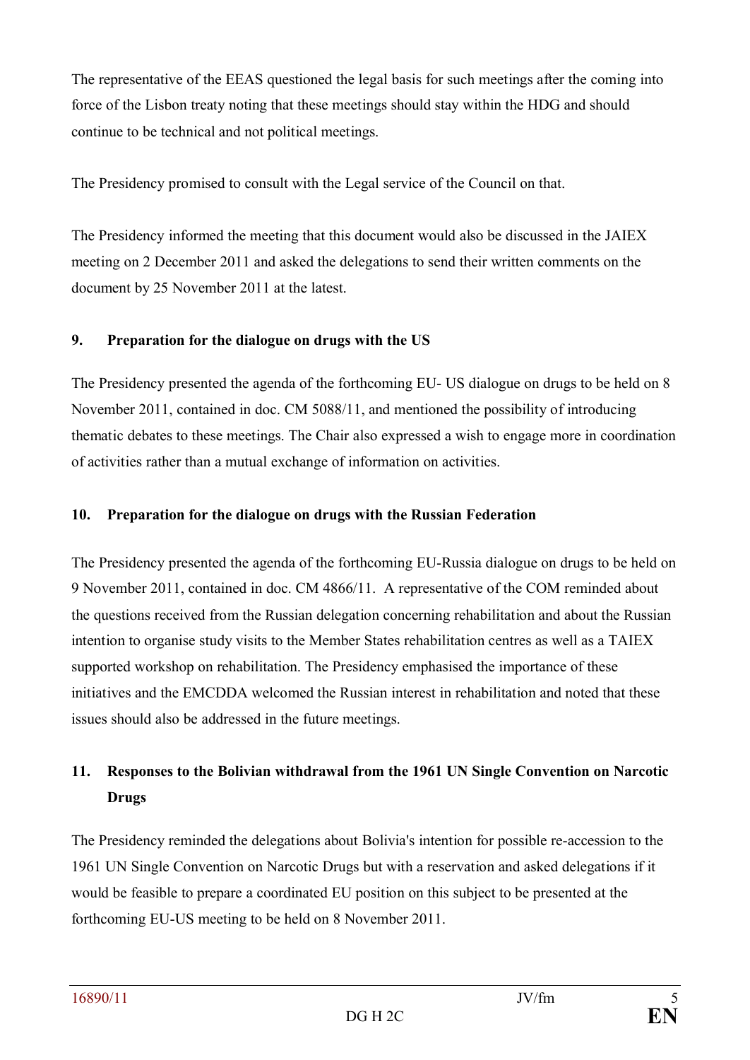The representative of the EEAS questioned the legal basis for such meetings after the coming into force of the Lisbon treaty noting that these meetings should stay within the HDG and should continue to be technical and not political meetings.

The Presidency promised to consult with the Legal service of the Council on that.

The Presidency informed the meeting that this document would also be discussed in the JAIEX meeting on 2 December 2011 and asked the delegations to send their written comments on the document by 25 November 2011 at the latest.

**9. Preparation for the dialogue on drugs with the US**

The Presidency presented the agenda of the forthcoming EU- US dialogue on drugs to be held on 8 November 2011, contained in doc. CM 5088/11, and mentioned the possibility of introducing thematic debates to these meetings. The Chair also expressed a wish to engage more in coordination of activities rather than a mutual exchange of information on activities.

**10. Preparation for the dialogue on drugs with the Russian Federation**

The Presidency presented the agenda of the forthcoming EU-Russia dialogue on drugs to be held on 9 November 2011, contained in doc. CM 4866/11. A representative of the COM reminded about the questions received from the Russian delegation concerning rehabilitation and about the Russian intention to organise study visits to the Member States rehabilitation centres as well as a TAIEX supported workshop on rehabilitation. The Presidency emphasised the importance of these initiatives and the EMCDDA welcomed the Russian interest in rehabilitation and noted that these issues should also be addressed in the future meetings.

**11. Responses to the Bolivian withdrawal from the 1961 UN Single Convention on Narcotic Drugs**

The Presidency reminded the delegations about Bolivia's intention for possible re-accession to the 1961 UN Single Convention on Narcotic Drugs but with a reservation and asked delegations if it would be feasible to prepare a coordinated EU position on this subject to be presented at the forthcoming EU-US meeting to be held on 8 November 2011.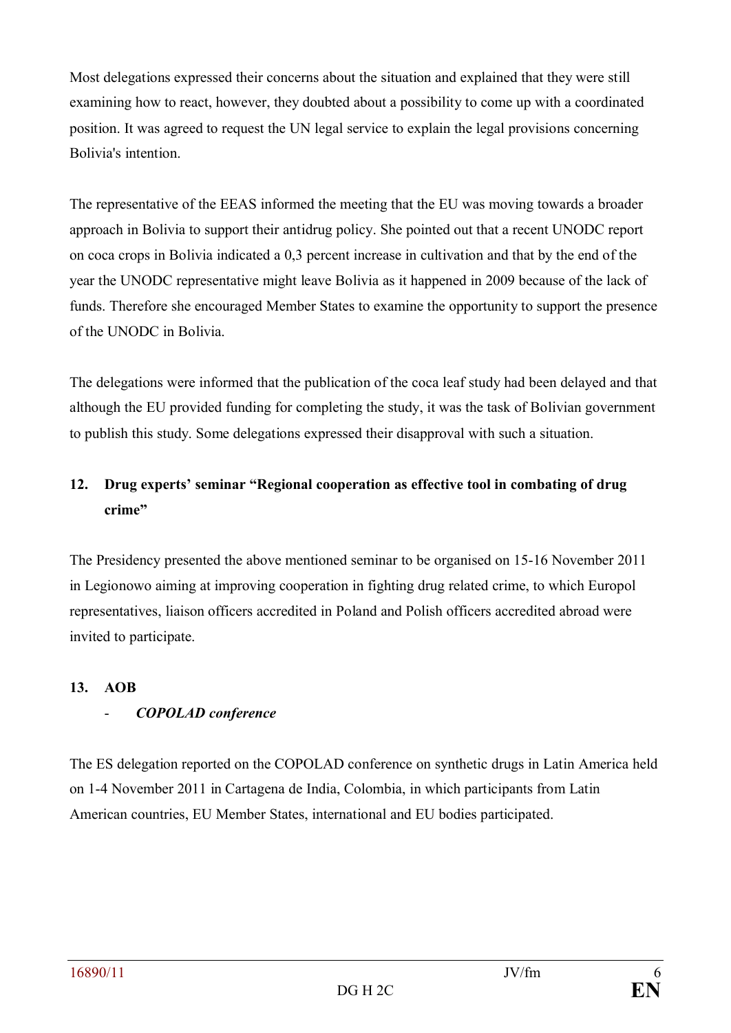Most delegations expressed their concerns about the situation and explained that they were still examining how to react, however, they doubted about a possibility to come up with a coordinated position. It was agreed to request the UN legal service to explain the legal provisions concerning Bolivia's intention.

The representative of the EEAS informed the meeting that the EU was moving towards a broader approach in Bolivia to support their antidrug policy. She pointed out that a recent UNODC report on coca crops in Bolivia indicated a 0,3 percent increase in cultivation and that by the end of the year the UNODC representative might leave Bolivia as it happened in 2009 because of the lack of funds. Therefore she encouraged Member States to examine the opportunity to support the presence of the UNODC in Bolivia.

The delegations were informed that the publication of the coca leaf study had been delayed and that although the EU provided funding for completing the study, it was the task of Bolivian government to publish this study. Some delegations expressed their disapproval with such a situation.

## 12. Drug experts' seminar "Regional cooperation as effective tool in combating of drug crime"

The Presidency presented the above mentioned seminar to be organised on 15-16 November 2011 in Legionowo aiming at improving cooperation in fighting drug related crime, to which Europol representatives, liaison officers accredited in Poland and Polish officers accredited abroad were invited to participate.

## 13. AOB

- ***COPOLAD conference***

The ES delegation reported on the COPOLAD conference on synthetic drugs in Latin America held on 1-4 November 2011 in Cartagena de India, Colombia, in which participants from Latin American countries, EU Member States, international and EU bodies participated.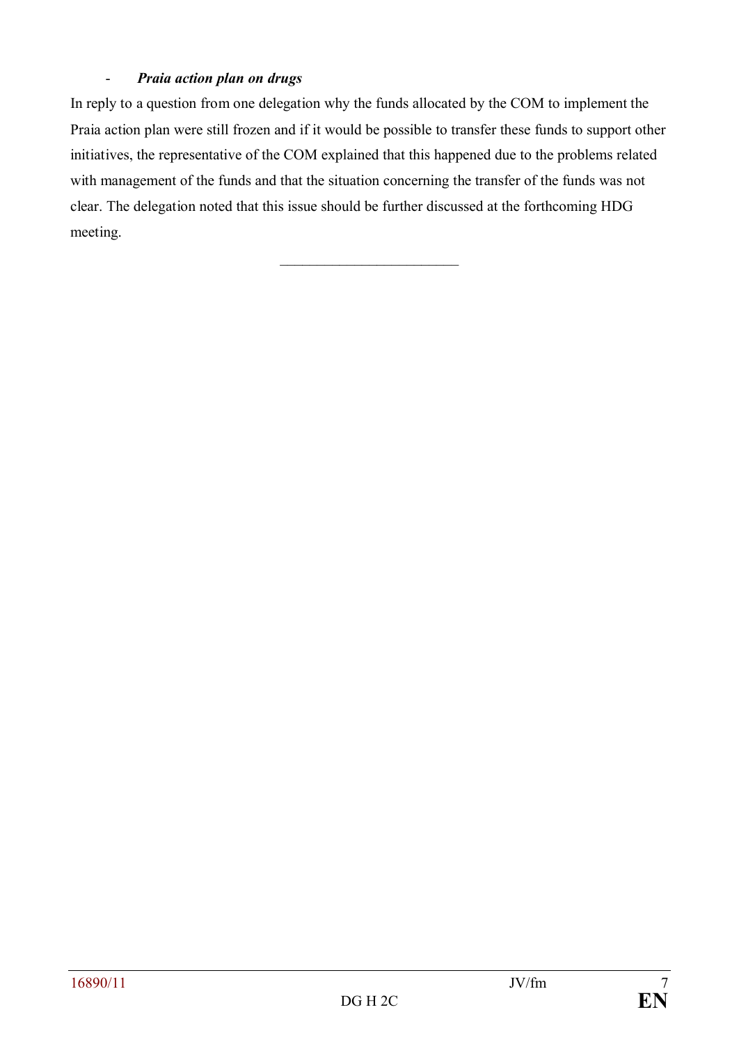- ***Praia action plan on drugs***

In reply to a question from one delegation why the funds allocated by the COM to implement the Praia action plan were still frozen and if it would be possible to transfer these funds to support other initiatives, the representative of the COM explained that this happened due to the problems related with management of the funds and that the situation concerning the transfer of the funds was not clear. The delegation noted that this issue should be further discussed at the forthcoming HDG meeting.

\_\_\_\_\_\_\_\_\_\_\_\_\_\_\_\_\_\_\_\_\_\_\_\_